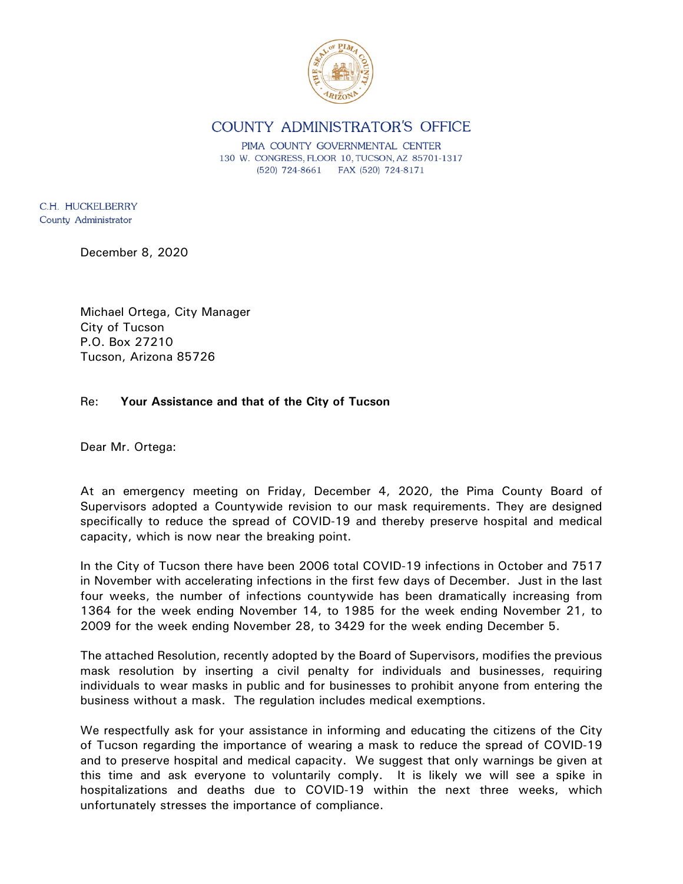# COUNTY ADMINISTRATOR'S OFFICE

PIMA COUNTY GOVERNMENTAL CENTER
130 W. CONGRESS, FLOOR 10, TUCSON, AZ 85701-1317
(520) 724-8661 FAX (520) 724-8171

C.H. HUCKELBERRY
County Administrator

December 8, 2020

Michael Ortega, City Manager
City of Tucson
P.O. Box 27210
Tucson, Arizona 85726

Re: **Your Assistance and that of the City of Tucson**

Dear Mr. Ortega:

At an emergency meeting on Friday, December 4, 2020, the Pima County Board of Supervisors adopted a Countywide revision to our mask requirements. They are designed specifically to reduce the spread of COVID-19 and thereby preserve hospital and medical capacity, which is now near the breaking point.

In the City of Tucson there have been 2006 total COVID-19 infections in October and 7517 in November with accelerating infections in the first few days of December. Just in the last four weeks, the number of infections countywide has been dramatically increasing from 1364 for the week ending November 14, to 1985 for the week ending November 21, to 2009 for the week ending November 28, to 3429 for the week ending December 5.

The attached Resolution, recently adopted by the Board of Supervisors, modifies the previous mask resolution by inserting a civil penalty for individuals and businesses, requiring individuals to wear masks in public and for businesses to prohibit anyone from entering the business without a mask. The regulation includes medical exemptions.

We respectfully ask for your assistance in informing and educating the citizens of the City of Tucson regarding the importance of wearing a mask to reduce the spread of COVID-19 and to preserve hospital and medical capacity. We suggest that only warnings be given at this time and ask everyone to voluntarily comply. It is likely we will see a spike in hospitalizations and deaths due to COVID-19 within the next three weeks, which unfortunately stresses the importance of compliance.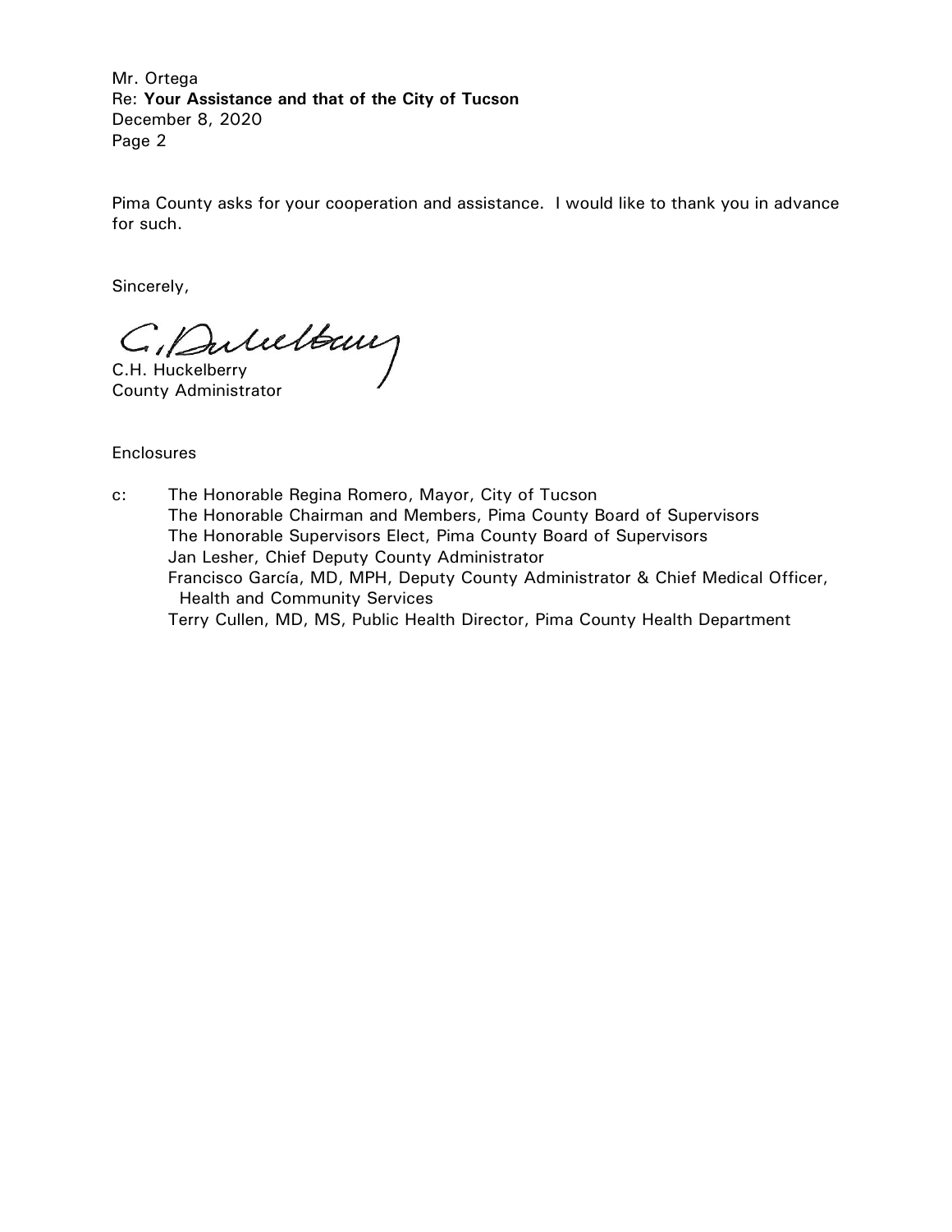Pima County asks for your cooperation and assistance. I would like to thank you in advance for such.

Sincerely,

C.H. Huckelberry
County Administrator

Enclosures

c: The Honorable Regina Romero, Mayor, City of Tucson
The Honorable Chairman and Members, Pima County Board of Supervisors
The Honorable Supervisors Elect, Pima County Board of Supervisors
Jan Lesher, Chief Deputy County Administrator
Francisco García, MD, MPH, Deputy County Administrator & Chief Medical Officer, Health and Community Services
Terry Cullen, MD, MS, Public Health Director, Pima County Health Department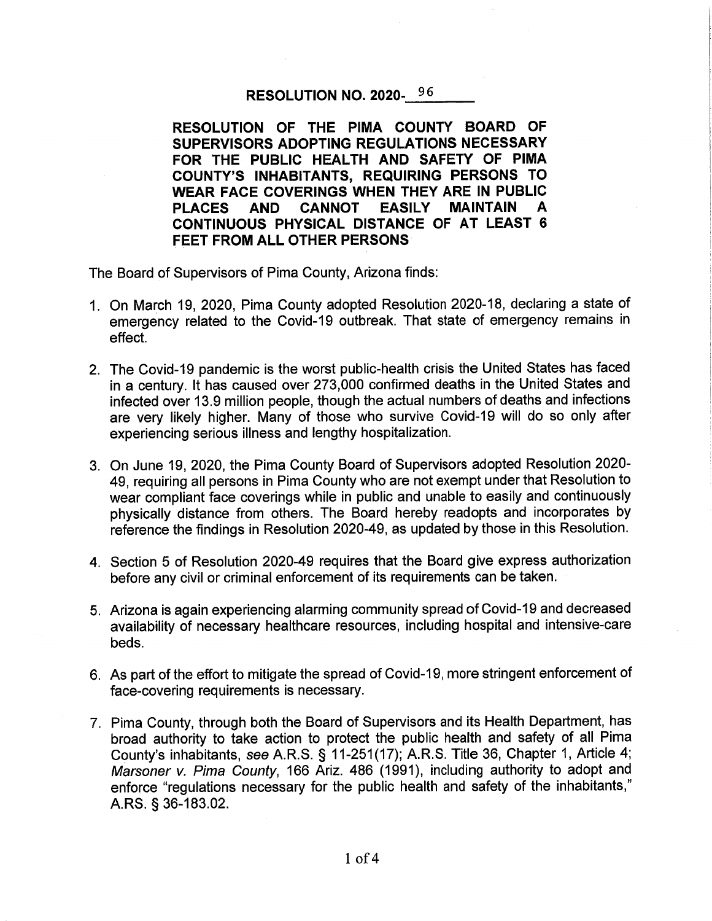# RESOLUTION NO. 2020-96

**RESOLUTION OF THE PIMA COUNTY BOARD OF SUPERVISORS ADOPTING REGULATIONS NECESSARY FOR THE PUBLIC HEALTH AND SAFETY OF PIMA COUNTY'S INHABITANTS, REQUIRING PERSONS TO WEAR FACE COVERINGS WHEN THEY ARE IN PUBLIC PLACES AND CANNOT EASILY MAINTAIN A CONTINUOUS PHYSICAL DISTANCE OF AT LEAST 6 FEET FROM ALL OTHER PERSONS**

The Board of Supervisors of Pima County, Arizona finds:

1. On March 19, 2020, Pima County adopted Resolution 2020-18, declaring a state of emergency related to the Covid-19 outbreak. That state of emergency remains in effect.

2. The Covid-19 pandemic is the worst public-health crisis the United States has faced in a century. It has caused over 273,000 confirmed deaths in the United States and infected over 13.9 million people, though the actual numbers of deaths and infections are very likely higher. Many of those who survive Covid-19 will do so only after experiencing serious illness and lengthy hospitalization.

3. On June 19, 2020, the Pima County Board of Supervisors adopted Resolution 2020-49, requiring all persons in Pima County who are not exempt under that Resolution to wear compliant face coverings while in public and unable to easily and continuously physically distance from others. The Board hereby readopts and incorporates by reference the findings in Resolution 2020-49, as updated by those in this Resolution.

4. Section 5 of Resolution 2020-49 requires that the Board give express authorization before any civil or criminal enforcement of its requirements can be taken.

5. Arizona is again experiencing alarming community spread of Covid-19 and decreased availability of necessary healthcare resources, including hospital and intensive-care beds.

6. As part of the effort to mitigate the spread of Covid-19, more stringent enforcement of face-covering requirements is necessary.

7. Pima County, through both the Board of Supervisors and its Health Department, has broad authority to take action to protect the public health and safety of all Pima County's inhabitants, *see* A.R.S. § 11-251(17); A.R.S. Title 36, Chapter 1, Article 4; *Marsoner v. Pima County*, 166 Ariz. 486 (1991), including authority to adopt and enforce "regulations necessary for the public health and safety of the inhabitants," A.RS. § 36-183.02.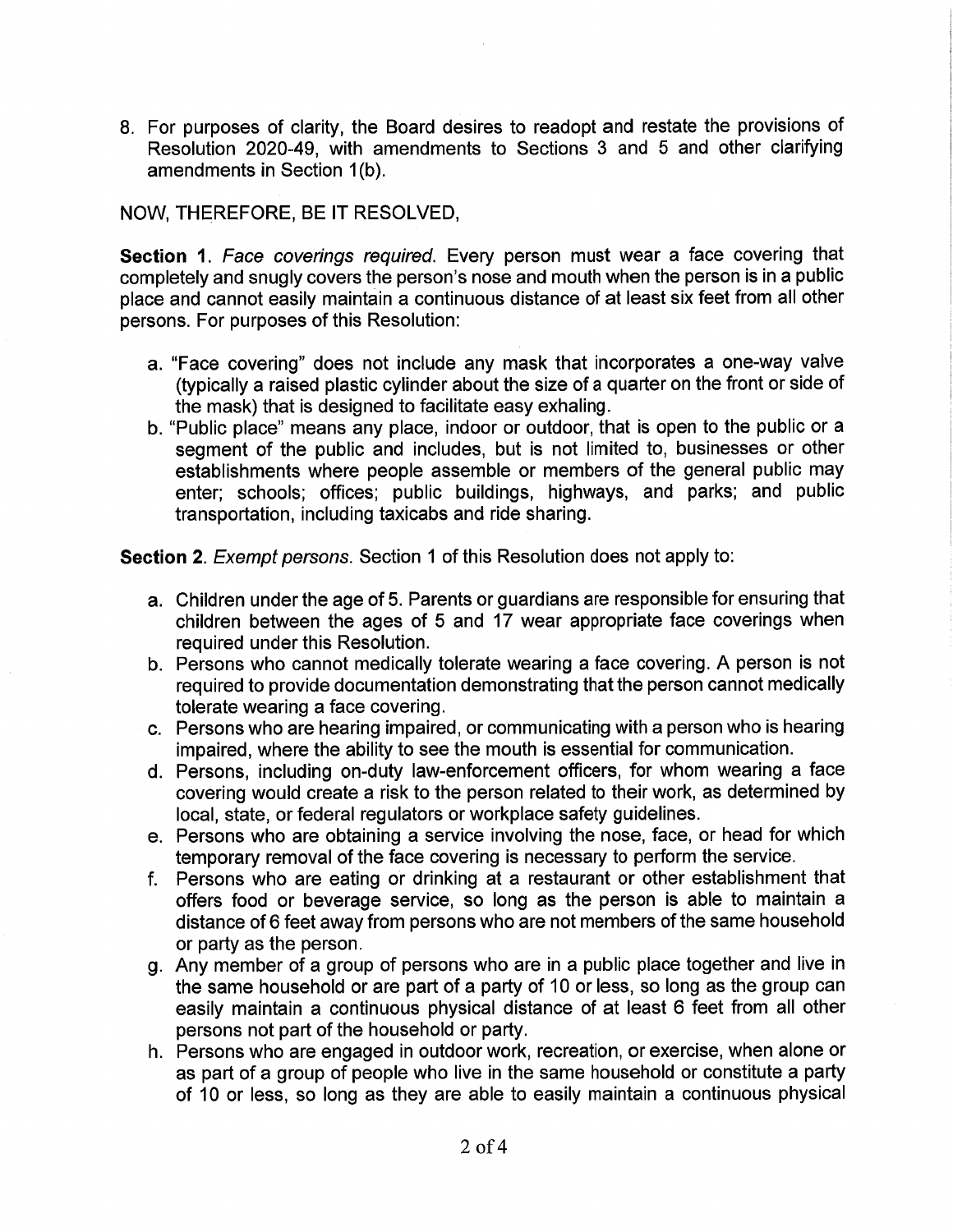8. For purposes of clarity, the Board desires to readopt and restate the provisions of Resolution 2020-49, with amendments to Sections 3 and 5 and other clarifying amendments in Section 1(b).

NOW, THEREFORE, BE IT RESOLVED,

**Section 1**. *Face coverings required*. Every person must wear a face covering that completely and snugly covers the person's nose and mouth when the person is in a public place and cannot easily maintain a continuous distance of at least six feet from all other persons. For purposes of this Resolution:

a. "Face covering" does not include any mask that incorporates a one-way valve (typically a raised plastic cylinder about the size of a quarter on the front or side of the mask) that is designed to facilitate easy exhaling.
b. "Public place" means any place, indoor or outdoor, that is open to the public or a segment of the public and includes, but is not limited to, businesses or other establishments where people assemble or members of the general public may enter; schools; offices; public buildings, highways, and parks; and public transportation, including taxicabs and ride sharing.

**Section 2**. *Exempt persons*. Section 1 of this Resolution does not apply to:

a. Children under the age of 5. Parents or guardians are responsible for ensuring that children between the ages of 5 and 17 wear appropriate face coverings when required under this Resolution.
b. Persons who cannot medically tolerate wearing a face covering. A person is not required to provide documentation demonstrating that the person cannot medically tolerate wearing a face covering.
c. Persons who are hearing impaired, or communicating with a person who is hearing impaired, where the ability to see the mouth is essential for communication.
d. Persons, including on-duty law-enforcement officers, for whom wearing a face covering would create a risk to the person related to their work, as determined by local, state, or federal regulators or workplace safety guidelines.
e. Persons who are obtaining a service involving the nose, face, or head for which temporary removal of the face covering is necessary to perform the service.
f. Persons who are eating or drinking at a restaurant or other establishment that offers food or beverage service, so long as the person is able to maintain a distance of 6 feet away from persons who are not members of the same household or party as the person.
g. Any member of a group of persons who are in a public place together and live in the same household or are part of a party of 10 or less, so long as the group can easily maintain a continuous physical distance of at least 6 feet from all other persons not part of the household or party.
h. Persons who are engaged in outdoor work, recreation, or exercise, when alone or as part of a group of people who live in the same household or constitute a party of 10 or less, so long as they are able to easily maintain a continuous physical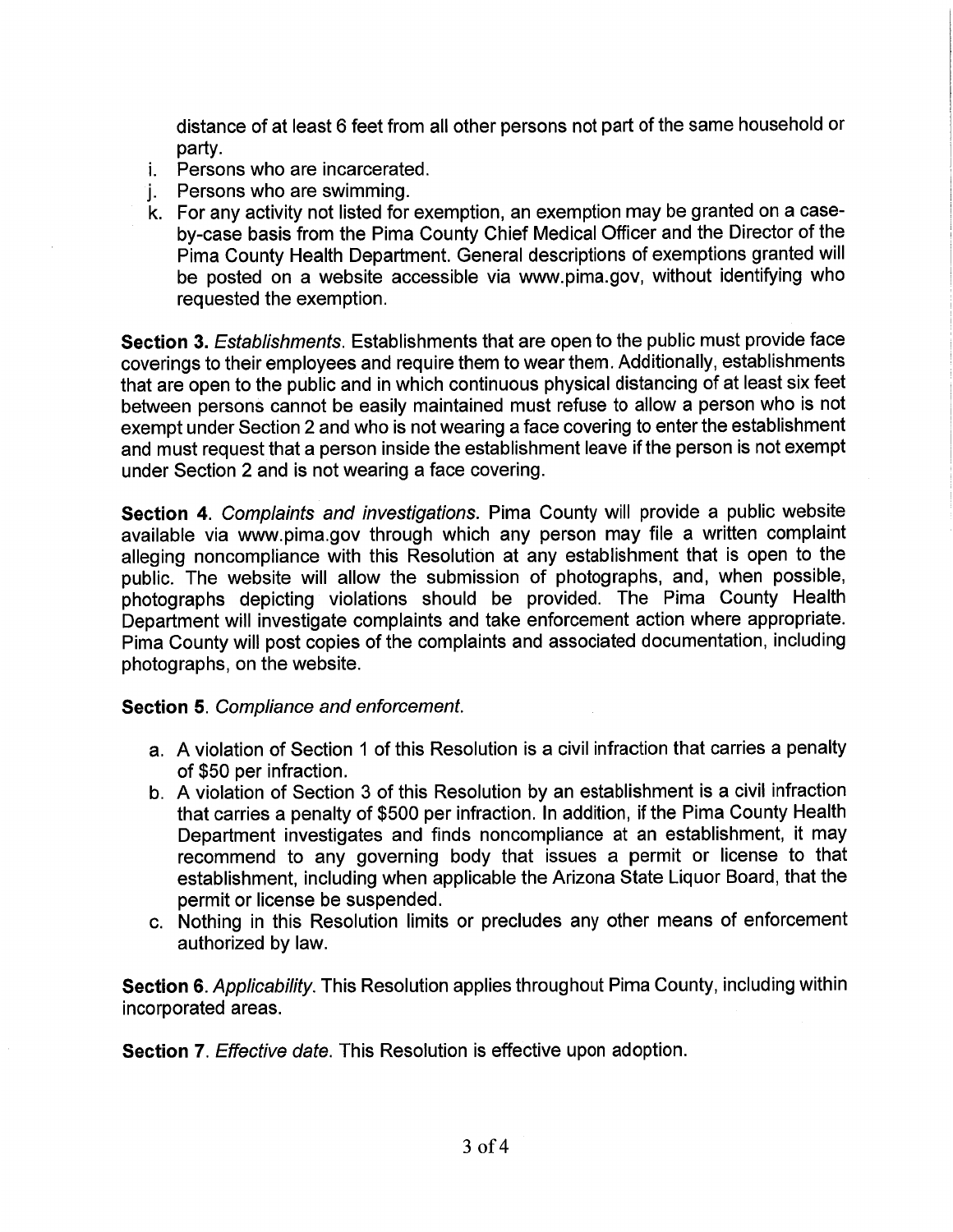distance of at least 6 feet from all other persons not part of the same household or party.

i. Persons who are incarcerated.
j. Persons who are swimming.
k. For any activity not listed for exemption, an exemption may be granted on a case-by-case basis from the Pima County Chief Medical Officer and the Director of the Pima County Health Department. General descriptions of exemptions granted will be posted on a website accessible via www.pima.gov, without identifying who requested the exemption.

**Section 3.** *Establishments.* Establishments that are open to the public must provide face coverings to their employees and require them to wear them. Additionally, establishments that are open to the public and in which continuous physical distancing of at least six feet between persons cannot be easily maintained must refuse to allow a person who is not exempt under Section 2 and who is not wearing a face covering to enter the establishment and must request that a person inside the establishment leave if the person is not exempt under Section 2 and is not wearing a face covering.

**Section 4.** *Complaints and investigations.* Pima County will provide a public website available via www.pima.gov through which any person may file a written complaint alleging noncompliance with this Resolution at any establishment that is open to the public. The website will allow the submission of photographs, and, when possible, photographs depicting violations should be provided. The Pima County Health Department will investigate complaints and take enforcement action where appropriate. Pima County will post copies of the complaints and associated documentation, including photographs, on the website.

**Section 5.** *Compliance and enforcement.*

a. A violation of Section 1 of this Resolution is a civil infraction that carries a penalty of $50 per infraction.
b. A violation of Section 3 of this Resolution by an establishment is a civil infraction that carries a penalty of $500 per infraction. In addition, if the Pima County Health Department investigates and finds noncompliance at an establishment, it may recommend to any governing body that issues a permit or license to that establishment, including when applicable the Arizona State Liquor Board, that the permit or license be suspended.
c. Nothing in this Resolution limits or precludes any other means of enforcement authorized by law.

**Section 6.** *Applicability.* This Resolution applies throughout Pima County, including within incorporated areas.

**Section 7.** *Effective date.* This Resolution is effective upon adoption.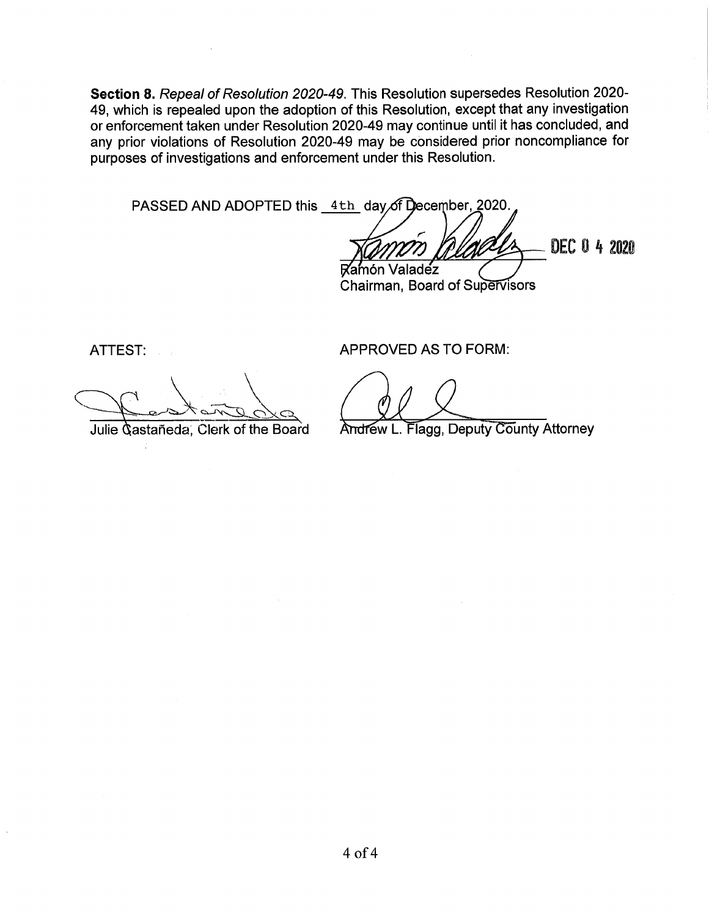**Section 8.** *Repeal of Resolution 2020-49.* This Resolution supersedes Resolution 2020-49, which is repealed upon the adoption of this Resolution, except that any investigation or enforcement taken under Resolution 2020-49 may continue until it has concluded, and any prior violations of Resolution 2020-49 may be considered prior noncompliance for purposes of investigations and enforcement under this Resolution.

PASSED AND ADOPTED this 4th day of December, 2020.

DEC 0 4 2020

Ramón Valadez
Chairman, Board of Supervisors

ATTEST:

Julie Castañeda, Clerk of the Board

APPROVED AS TO FORM:

Andrew L. Flagg, Deputy County Attorney